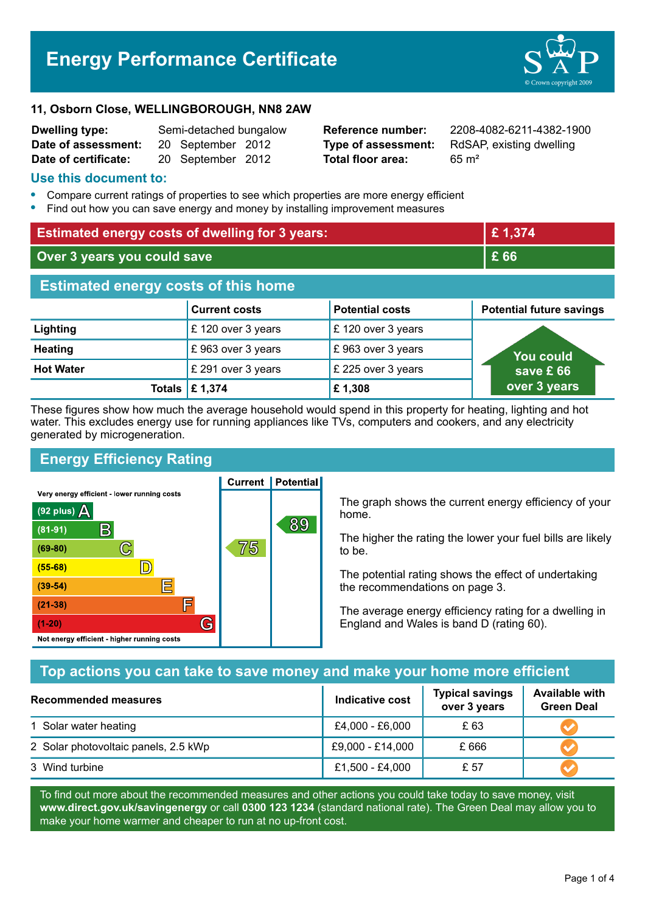# Energy Performance Certificate

**11, Osborn Close, WELLINGBOROUGH, NN8 2AW**

| | | | |
|---|---|---|---|
| **Dwelling type:** | Semi-detached bungalow | **Reference number:** | 2208-4082-6211-4382-1900 |
| **Date of assessment:** | 20 September 2012 | **Type of assessment:** | RdSAP, existing dwelling |
| **Date of certificate:** | 20 September 2012 | **Total floor area:** | 65 m² |

## Use this document to:

- Compare current ratings of properties to see which properties are more energy efficient
- Find out how you can save energy and money by installing improvement measures

| | |
|---|---|
| **Estimated energy costs of dwelling for 3 years:** | **£ 1,374** |
| **Over 3 years you could save** | **£ 66** |

## Estimated energy costs of this home

| | Current costs | Potential costs | Potential future savings |
|---|---|---|---|
| **Lighting** | £ 120 over 3 years | £ 120 over 3 years | You could save £ 66 over 3 years |
| **Heating** | £ 963 over 3 years | £ 963 over 3 years | |
| **Hot Water** | £ 291 over 3 years | £ 225 over 3 years | |
| **Totals** | **£ 1,374** | **£ 1,308** | |

These figures show how much the average household would spend in this property for heating, lighting and hot water. This excludes energy use for running appliances like TVs, computers and cookers, and any electricity generated by microgeneration.

## Energy Efficiency Rating

| Rating band | Current | Potential |
|---|---|---|
| Very energy efficient - lower running costs | | |
| (92 plus) A | | |
| (81-91) B | | 89 |
| (69-80) C | 75 | |
| (55-68) D | | |
| (39-54) E | | |
| (21-38) F | | |
| (1-20) G | | |
| Not energy efficient - higher running costs | | |

The graph shows the current energy efficiency of your home.

The higher the rating the lower your fuel bills are likely to be.

The potential rating shows the effect of undertaking the recommendations on page 3.

The average energy efficiency rating for a dwelling in England and Wales is band D (rating 60).

## Top actions you can take to save money and make your home more efficient

| Recommended measures | Indicative cost | Typical savings over 3 years | Available with Green Deal |
|---|---|---|---|
| 1 Solar water heating | £4,000 - £6,000 | £ 63 | ✔ |
| 2 Solar photovoltaic panels, 2.5 kWp | £9,000 - £14,000 | £ 666 | ✔ |
| 3 Wind turbine | £1,500 - £4,000 | £ 57 | ✔ |

To find out more about the recommended measures and other actions you could take today to save money, visit **www.direct.gov.uk/savingenergy** or call **0300 123 1234** (standard national rate). The Green Deal may allow you to make your home warmer and cheaper to run at no up-front cost.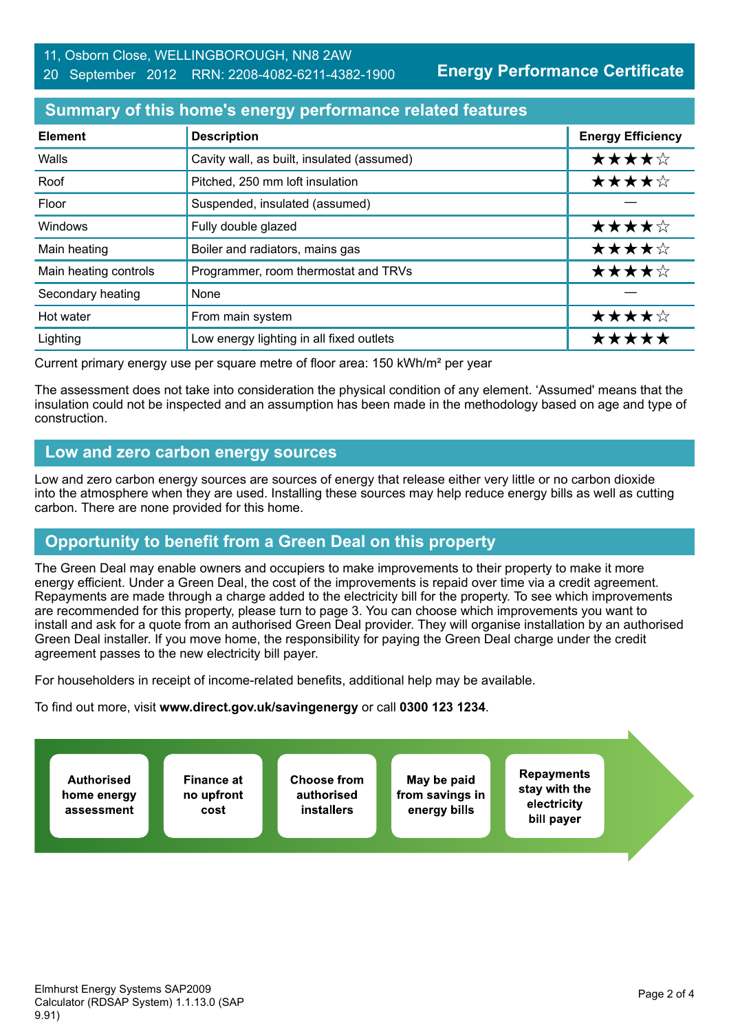11, Osborn Close, WELLINGBOROUGH, NN8 2AW
20 September 2012 RRN: 2208-4082-6211-4382-1900

**Energy Performance Certificate**

## Summary of this home's energy performance related features

| Element | Description | Energy Efficiency |
|---|---|---|
| Walls | Cavity wall, as built, insulated (assumed) | ★★★★☆ |
| Roof | Pitched, 250 mm loft insulation | ★★★★☆ |
| Floor | Suspended, insulated (assumed) | — |
| Windows | Fully double glazed | ★★★★☆ |
| Main heating | Boiler and radiators, mains gas | ★★★★☆ |
| Main heating controls | Programmer, room thermostat and TRVs | ★★★★☆ |
| Secondary heating | None | — |
| Hot water | From main system | ★★★★☆ |
| Lighting | Low energy lighting in all fixed outlets | ★★★★★ |

Current primary energy use per square metre of floor area: 150 kWh/m² per year

The assessment does not take into consideration the physical condition of any element. 'Assumed' means that the insulation could not be inspected and an assumption has been made in the methodology based on age and type of construction.

## Low and zero carbon energy sources

Low and zero carbon energy sources are sources of energy that release either very little or no carbon dioxide into the atmosphere when they are used. Installing these sources may help reduce energy bills as well as cutting carbon. There are none provided for this home.

## Opportunity to benefit from a Green Deal on this property

The Green Deal may enable owners and occupiers to make improvements to their property to make it more energy efficient. Under a Green Deal, the cost of the improvements is repaid over time via a credit agreement. Repayments are made through a charge added to the electricity bill for the property. To see which improvements are recommended for this property, please turn to page 3. You can choose which improvements you want to install and ask for a quote from an authorised Green Deal provider. They will organise installation by an authorised Green Deal installer. If you move home, the responsibility for paying the Green Deal charge under the credit agreement passes to the new electricity bill payer.

For householders in receipt of income-related benefits, additional help may be available.

To find out more, visit **www.direct.gov.uk/savingenergy** or call **0300 123 1234**.

- **Authorised home energy assessment**
- **Finance at no upfront cost**
- **Choose from authorised installers**
- **May be paid from savings in energy bills**
- **Repayments stay with the electricity bill payer**

Elmhurst Energy Systems SAP2009 Calculator (RDSAP System) 1.1.13.0 (SAP 9.91)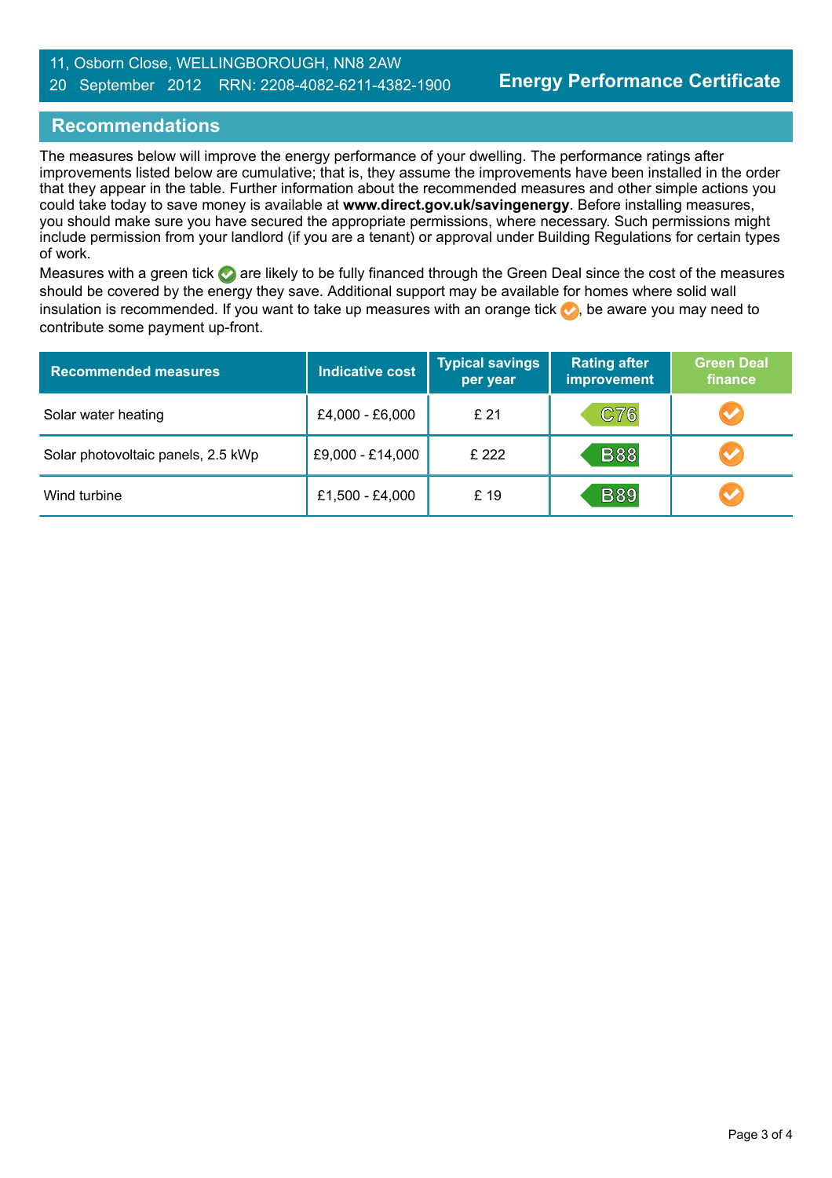11, Osborn Close, WELLINGBOROUGH, NN8 2AW
20 September 2012 RRN: 2208-4082-6211-4382-1900

**Energy Performance Certificate**

## Recommendations

The measures below will improve the energy performance of your dwelling. The performance ratings after improvements listed below are cumulative; that is, they assume the improvements have been installed in the order that they appear in the table. Further information about the recommended measures and other simple actions you could take today to save money is available at **www.direct.gov.uk/savingenergy**. Before installing measures, you should make sure you have secured the appropriate permissions, where necessary. Such permissions might include permission from your landlord (if you are a tenant) or approval under Building Regulations for certain types of work.

Measures with a green tick ✓ are likely to be fully financed through the Green Deal since the cost of the measures should be covered by the energy they save. Additional support may be available for homes where solid wall insulation is recommended. If you want to take up measures with an orange tick ✓, be aware you may need to contribute some payment up-front.

| Recommended measures | Indicative cost | Typical savings per year | Rating after improvement | Green Deal finance |
|---|---|---|---|---|
| Solar water heating | £4,000 - £6,000 | £ 21 | C76 | ✓ (orange) |
| Solar photovoltaic panels, 2.5 kWp | £9,000 - £14,000 | £ 222 | B88 | ✓ (orange) |
| Wind turbine | £1,500 - £4,000 | £ 19 | B89 | ✓ (orange) |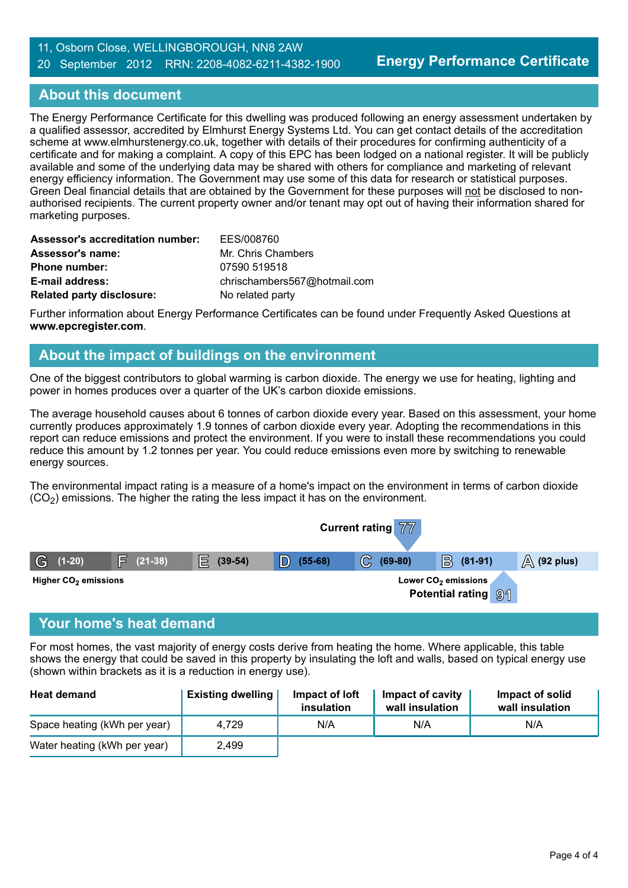11, Osborn Close, WELLINGBOROUGH, NN8 2AW
20 September 2012 RRN: 2208-4082-6211-4382-1900

**Energy Performance Certificate**

## About this document

The Energy Performance Certificate for this dwelling was produced following an energy assessment undertaken by a qualified assessor, accredited by Elmhurst Energy Systems Ltd. You can get contact details of the accreditation scheme at www.elmhurstenergy.co.uk, together with details of their procedures for confirming authenticity of a certificate and for making a complaint. A copy of this EPC has been lodged on a national register. It will be publicly available and some of the underlying data may be shared with others for compliance and marketing of relevant energy efficiency information. The Government may use some of this data for research or statistical purposes. Green Deal financial details that are obtained by the Government for these purposes will not be disclosed to non-authorised recipients. The current property owner and/or tenant may opt out of having their information shared for marketing purposes.

| | |
|---|---|
| **Assessor's accreditation number:** | EES/008760 |
| **Assessor's name:** | Mr. Chris Chambers |
| **Phone number:** | 07590 519518 |
| **E-mail address:** | chrischambers567@hotmail.com |
| **Related party disclosure:** | No related party |

Further information about Energy Performance Certificates can be found under Frequently Asked Questions at **www.epcregister.com**.

## About the impact of buildings on the environment

One of the biggest contributors to global warming is carbon dioxide. The energy we use for heating, lighting and power in homes produces over a quarter of the UK's carbon dioxide emissions.

The average household causes about 6 tonnes of carbon dioxide every year. Based on this assessment, your home currently produces approximately 1.9 tonnes of carbon dioxide every year. Adopting the recommendations in this report can reduce emissions and protect the environment. If you were to install these recommendations you could reduce this amount by 1.2 tonnes per year. You could reduce emissions even more by switching to renewable energy sources.

The environmental impact rating is a measure of a home's impact on the environment in terms of carbon dioxide ($CO_2$) emissions. The higher the rating the less impact it has on the environment.

Current rating 77

G (1-20) F (21-38) E (39-54) D (55-68) C (69-80) B (81-91) A (92 plus)

Higher $CO_2$ emissions

Lower $CO_2$ emissions

Potential rating 91

## Your home's heat demand

For most homes, the vast majority of energy costs derive from heating the home. Where applicable, this table shows the energy that could be saved in this property by insulating the loft and walls, based on typical energy use (shown within brackets as it is a reduction in energy use).

| Heat demand | Existing dwelling | Impact of loft insulation | Impact of cavity wall insulation | Impact of solid wall insulation |
|---|---|---|---|---|
| Space heating (kWh per year) | 4,729 | N/A | N/A | N/A |
| Water heating (kWh per year) | 2,499 | | | |